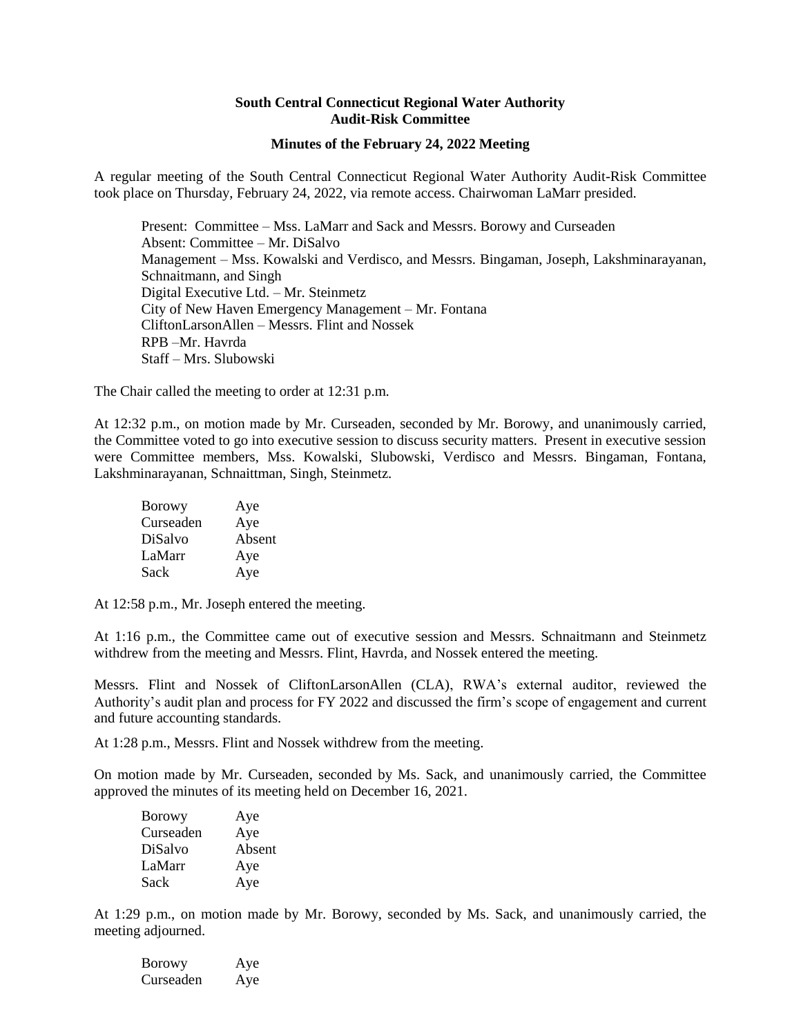**South Central Connecticut Regional Water Authority**
**Audit-Risk Committee**

**Minutes of the February 24, 2022 Meeting**

A regular meeting of the South Central Connecticut Regional Water Authority Audit-Risk Committee took place on Thursday, February 24, 2022, via remote access. Chairwoman LaMarr presided.

Present: Committee – Mss. LaMarr and Sack and Messrs. Borowy and Curseaden
Absent: Committee – Mr. DiSalvo
Management – Mss. Kowalski and Verdisco, and Messrs. Bingaman, Joseph, Lakshminarayanan, Schnaitmann, and Singh
Digital Executive Ltd. – Mr. Steinmetz
City of New Haven Emergency Management – Mr. Fontana
CliftonLarsonAllen – Messrs. Flint and Nossek
RPB –Mr. Havrda
Staff – Mrs. Slubowski

The Chair called the meeting to order at 12:31 p.m.

At 12:32 p.m., on motion made by Mr. Curseaden, seconded by Mr. Borowy, and unanimously carried, the Committee voted to go into executive session to discuss security matters. Present in executive session were Committee members, Mss. Kowalski, Slubowski, Verdisco and Messrs. Bingaman, Fontana, Lakshminarayanan, Schnaittman, Singh, Steinmetz.

| | |
|---|---|
| Borowy | Aye |
| Curseaden | Aye |
| DiSalvo | Absent |
| LaMarr | Aye |
| Sack | Aye |

At 12:58 p.m., Mr. Joseph entered the meeting.

At 1:16 p.m., the Committee came out of executive session and Messrs. Schnaitmann and Steinmetz withdrew from the meeting and Messrs. Flint, Havrda, and Nossek entered the meeting.

Messrs. Flint and Nossek of CliftonLarsonAllen (CLA), RWA's external auditor, reviewed the Authority's audit plan and process for FY 2022 and discussed the firm's scope of engagement and current and future accounting standards.

At 1:28 p.m., Messrs. Flint and Nossek withdrew from the meeting.

On motion made by Mr. Curseaden, seconded by Ms. Sack, and unanimously carried, the Committee approved the minutes of its meeting held on December 16, 2021.

| | |
|---|---|
| Borowy | Aye |
| Curseaden | Aye |
| DiSalvo | Absent |
| LaMarr | Aye |
| Sack | Aye |

At 1:29 p.m., on motion made by Mr. Borowy, seconded by Ms. Sack, and unanimously carried, the meeting adjourned.

| | |
|---|---|
| Borowy | Aye |
| Curseaden | Aye |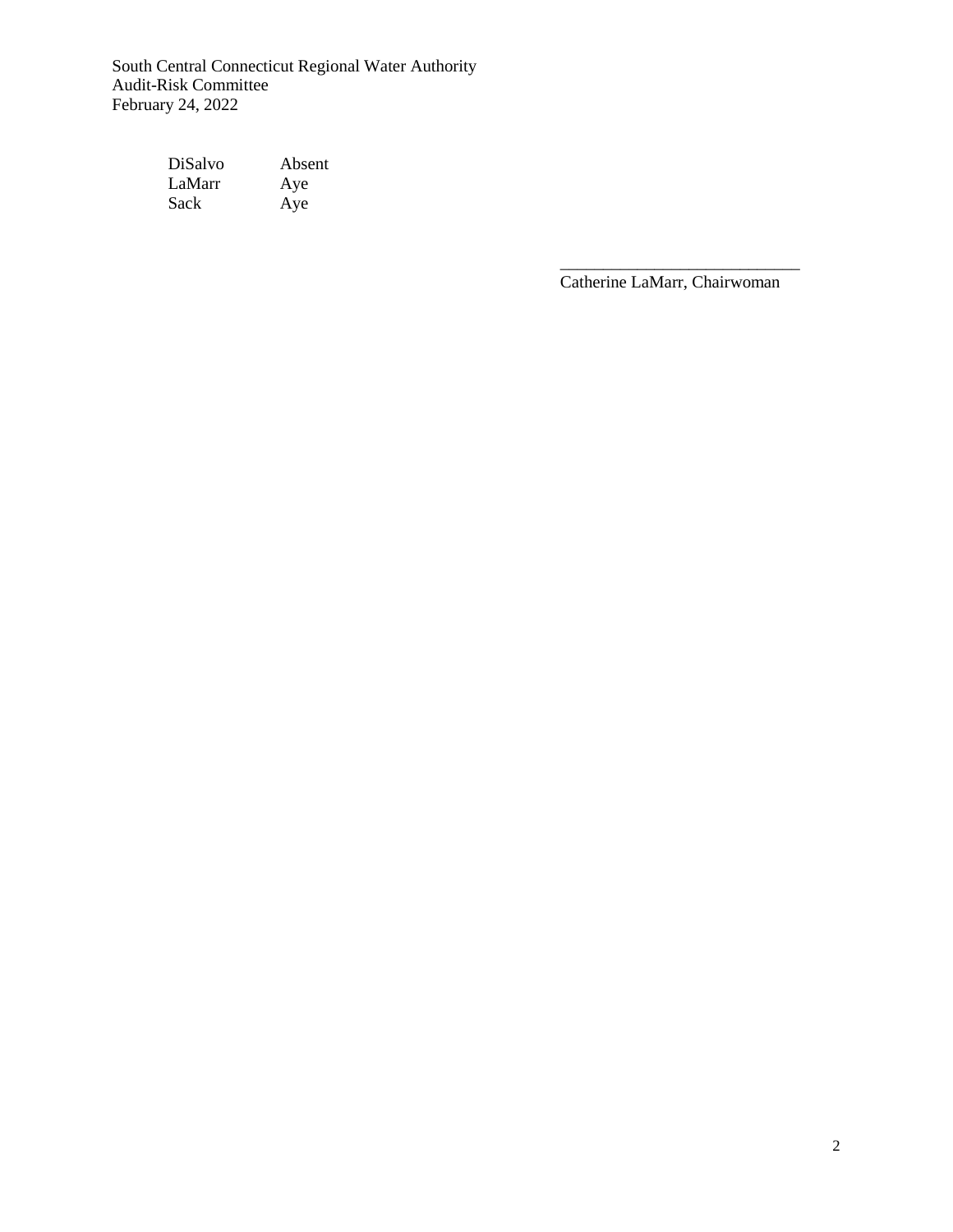| | |
|---|---|
| DiSalvo | Absent |
| LaMarr | Aye |
| Sack | Aye |

_____________________________
Catherine LaMarr, Chairwoman